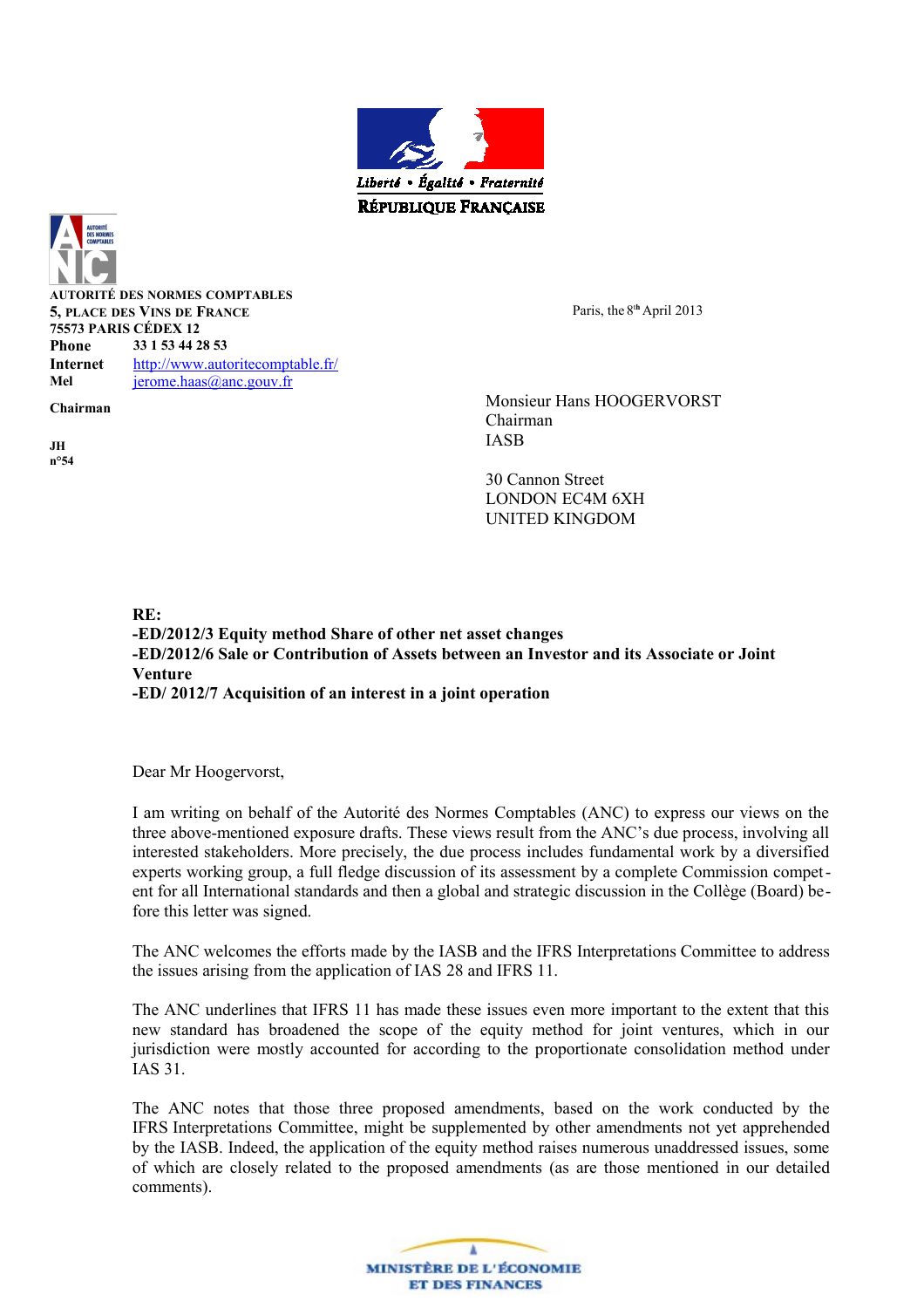Liberté • Égalité • Fraternité

RÉPUBLIQUE FRANÇAISE

**AUTORITÉ DES NORMES COMPTABLES**
**5, PLACE DES VINS DE FRANCE**
**75573 PARIS CÉDEX 12**

**Phone** 33 1 53 44 28 53
**Internet** http://www.autoritecomptable.fr/
**Mel** jerome.haas@anc.gouv.fr

**Chairman**

**JH**
**n°54**

Paris, the 8th April 2013

Monsieur Hans HOOGERVORST
Chairman
IASB

30 Cannon Street
LONDON EC4M 6XH
UNITED KINGDOM

**RE:**
**-ED/2012/3 Equity method Share of other net asset changes**
**-ED/2012/6 Sale or Contribution of Assets between an Investor and its Associate or Joint Venture**
**-ED/ 2012/7 Acquisition of an interest in a joint operation**

Dear Mr Hoogervorst,

I am writing on behalf of the Autorité des Normes Comptables (ANC) to express our views on the three above-mentioned exposure drafts. These views result from the ANC's due process, involving all interested stakeholders. More precisely, the due process includes fundamental work by a diversified experts working group, a full fledge discussion of its assessment by a complete Commission competent for all International standards and then a global and strategic discussion in the Collège (Board) before this letter was signed.

The ANC welcomes the efforts made by the IASB and the IFRS Interpretations Committee to address the issues arising from the application of IAS 28 and IFRS 11.

The ANC underlines that IFRS 11 has made these issues even more important to the extent that this new standard has broadened the scope of the equity method for joint ventures, which in our jurisdiction were mostly accounted for according to the proportionate consolidation method under IAS 31.

The ANC notes that those three proposed amendments, based on the work conducted by the IFRS Interpretations Committee, might be supplemented by other amendments not yet apprehended by the IASB. Indeed, the application of the equity method raises numerous unaddressed issues, some of which are closely related to the proposed amendments (as are those mentioned in our detailed comments).

MINISTÈRE DE L'ÉCONOMIE ET DES FINANCES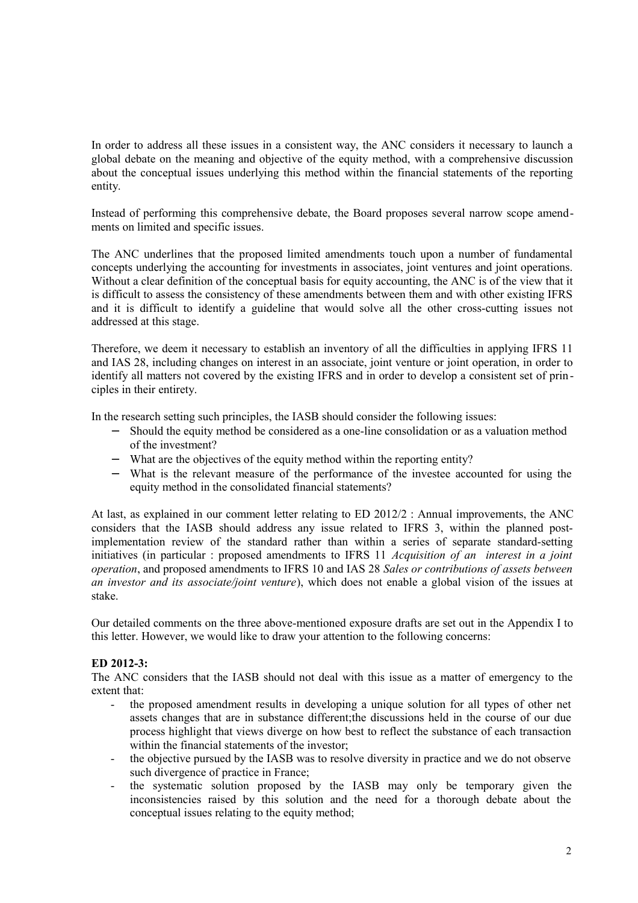In order to address all these issues in a consistent way, the ANC considers it necessary to launch a global debate on the meaning and objective of the equity method, with a comprehensive discussion about the conceptual issues underlying this method within the financial statements of the reporting entity.

Instead of performing this comprehensive debate, the Board proposes several narrow scope amendments on limited and specific issues.

The ANC underlines that the proposed limited amendments touch upon a number of fundamental concepts underlying the accounting for investments in associates, joint ventures and joint operations. Without a clear definition of the conceptual basis for equity accounting, the ANC is of the view that it is difficult to assess the consistency of these amendments between them and with other existing IFRS and it is difficult to identify a guideline that would solve all the other cross-cutting issues not addressed at this stage.

Therefore, we deem it necessary to establish an inventory of all the difficulties in applying IFRS 11 and IAS 28, including changes on interest in an associate, joint venture or joint operation, in order to identify all matters not covered by the existing IFRS and in order to develop a consistent set of principles in their entirety.

In the research setting such principles, the IASB should consider the following issues:

- Should the equity method be considered as a one-line consolidation or as a valuation method of the investment?
- What are the objectives of the equity method within the reporting entity?
- What is the relevant measure of the performance of the investee accounted for using the equity method in the consolidated financial statements?

At last, as explained in our comment letter relating to ED 2012/2 : Annual improvements, the ANC considers that the IASB should address any issue related to IFRS 3, within the planned post-implementation review of the standard rather than within a series of separate standard-setting initiatives (in particular : proposed amendments to IFRS 11 *Acquisition of an interest in a joint operation*, and proposed amendments to IFRS 10 and IAS 28 *Sales or contributions of assets between an investor and its associate/joint venture*), which does not enable a global vision of the issues at stake.

Our detailed comments on the three above-mentioned exposure drafts are set out in the Appendix I to this letter. However, we would like to draw your attention to the following concerns:

**ED 2012-3:**

The ANC considers that the IASB should not deal with this issue as a matter of emergency to the extent that:

- the proposed amendment results in developing a unique solution for all types of other net assets changes that are in substance different;the discussions held in the course of our due process highlight that views diverge on how best to reflect the substance of each transaction within the financial statements of the investor;
- the objective pursued by the IASB was to resolve diversity in practice and we do not observe such divergence of practice in France;
- the systematic solution proposed by the IASB may only be temporary given the inconsistencies raised by this solution and the need for a thorough debate about the conceptual issues relating to the equity method;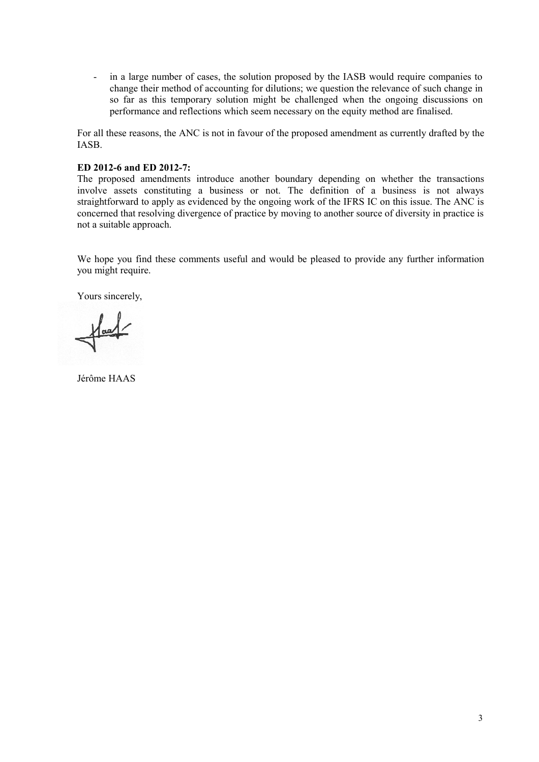- in a large number of cases, the solution proposed by the IASB would require companies to change their method of accounting for dilutions; we question the relevance of such change in so far as this temporary solution might be challenged when the ongoing discussions on performance and reflections which seem necessary on the equity method are finalised.

For all these reasons, the ANC is not in favour of the proposed amendment as currently drafted by the IASB.

**ED 2012-6 and ED 2012-7:**

The proposed amendments introduce another boundary depending on whether the transactions involve assets constituting a business or not. The definition of a business is not always straightforward to apply as evidenced by the ongoing work of the IFRS IC on this issue. The ANC is concerned that resolving divergence of practice by moving to another source of diversity in practice is not a suitable approach.

We hope you find these comments useful and would be pleased to provide any further information you might require.

Yours sincerely,

Jérôme HAAS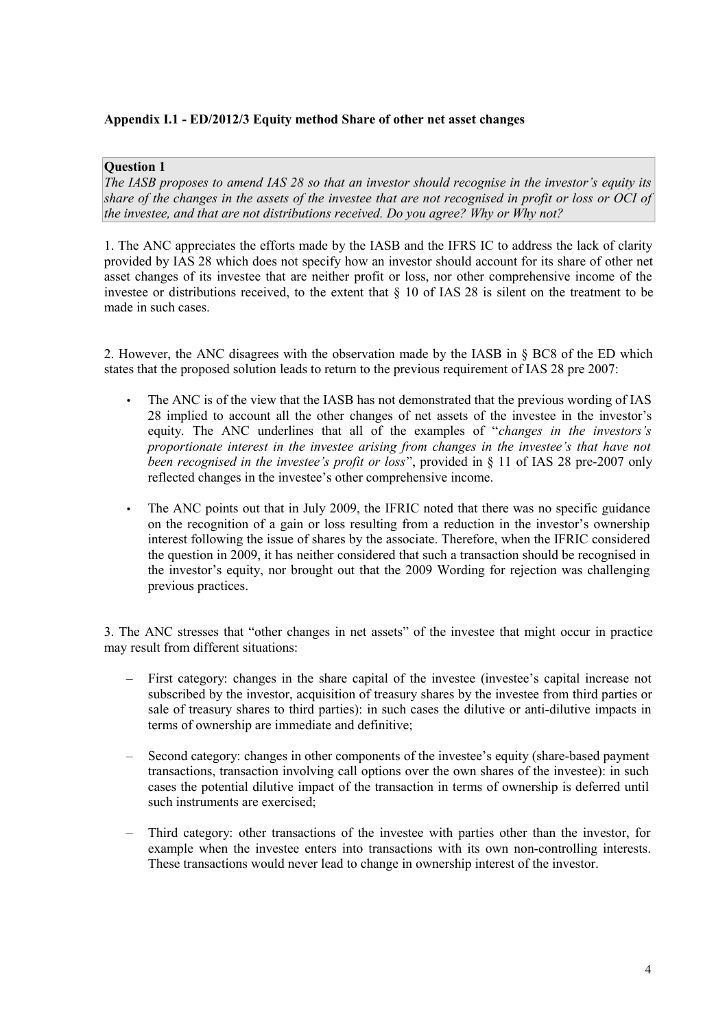**Appendix I.1 - ED/2012/3 Equity method Share of other net asset changes**

**Question 1**
*The IASB proposes to amend IAS 28 so that an investor should recognise in the investor's equity its share of the changes in the assets of the investee that are not recognised in profit or loss or OCI of the investee, and that are not distributions received. Do you agree? Why or Why not?*

1. The ANC appreciates the efforts made by the IASB and the IFRS IC to address the lack of clarity provided by IAS 28 which does not specify how an investor should account for its share of other net asset changes of its investee that are neither profit or loss, nor other comprehensive income of the investee or distributions received, to the extent that § 10 of IAS 28 is silent on the treatment to be made in such cases.

2. However, the ANC disagrees with the observation made by the IASB in § BC8 of the ED which states that the proposed solution leads to return to the previous requirement of IAS 28 pre 2007:

- The ANC is of the view that the IASB has not demonstrated that the previous wording of IAS 28 implied to account all the other changes of net assets of the investee in the investor's equity. The ANC underlines that all of the examples of "*changes in the investors's proportionate interest in the investee arising from changes in the investee's that have not been recognised in the investee's profit or loss*", provided in § 11 of IAS 28 pre-2007 only reflected changes in the investee's other comprehensive income.
- The ANC points out that in July 2009, the IFRIC noted that there was no specific guidance on the recognition of a gain or loss resulting from a reduction in the investor's ownership interest following the issue of shares by the associate. Therefore, when the IFRIC considered the question in 2009, it has neither considered that such a transaction should be recognised in the investor's equity, nor brought out that the 2009 Wording for rejection was challenging previous practices.

3. The ANC stresses that "other changes in net assets" of the investee that might occur in practice may result from different situations:

- First category: changes in the share capital of the investee (investee's capital increase not subscribed by the investor, acquisition of treasury shares by the investee from third parties or sale of treasury shares to third parties): in such cases the dilutive or anti-dilutive impacts in terms of ownership are immediate and definitive;
- Second category: changes in other components of the investee's equity (share-based payment transactions, transaction involving call options over the own shares of the investee): in such cases the potential dilutive impact of the transaction in terms of ownership is deferred until such instruments are exercised;
- Third category: other transactions of the investee with parties other than the investor, for example when the investee enters into transactions with its own non-controlling interests. These transactions would never lead to change in ownership interest of the investor.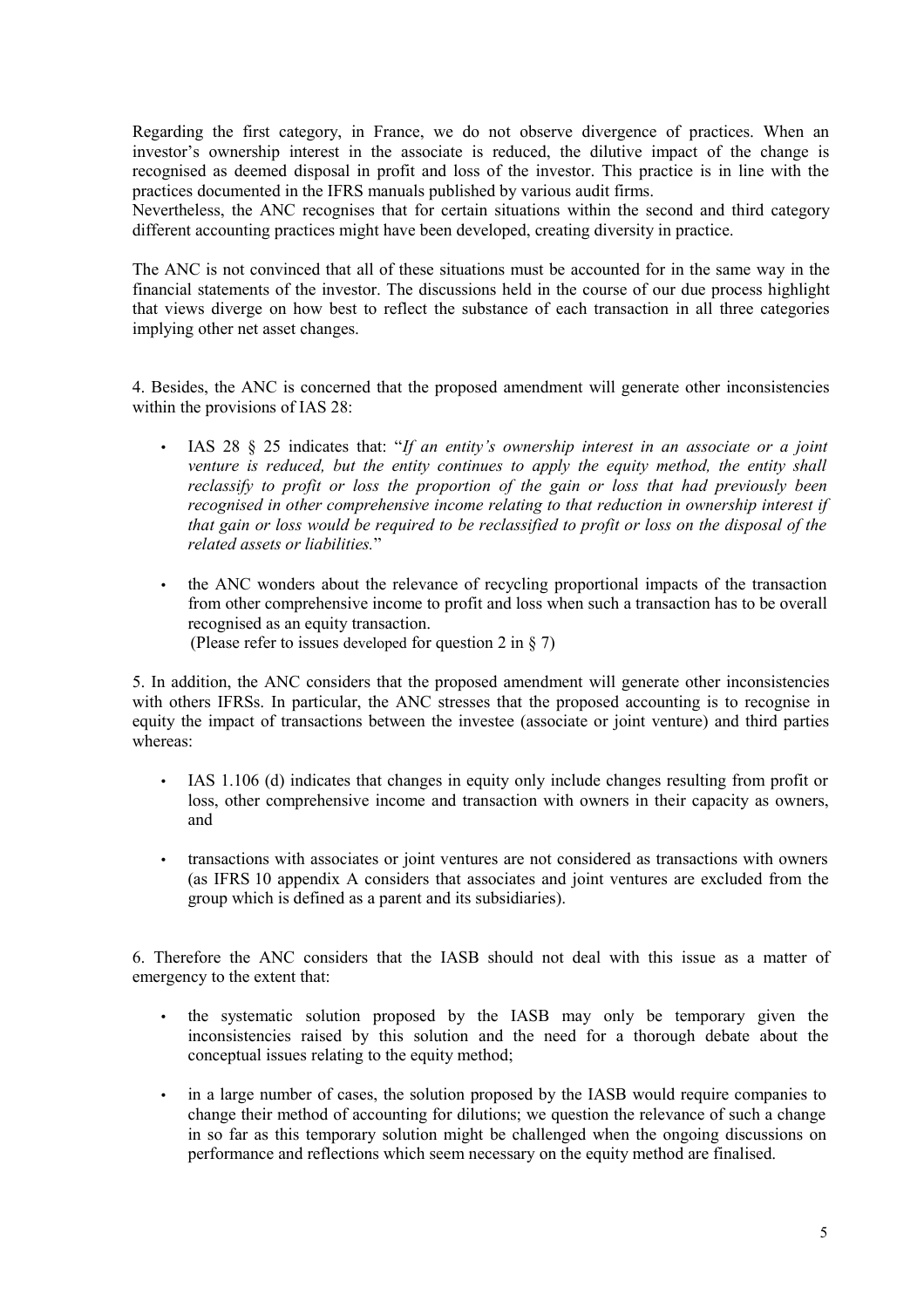Regarding the first category, in France, we do not observe divergence of practices. When an investor's ownership interest in the associate is reduced, the dilutive impact of the change is recognised as deemed disposal in profit and loss of the investor. This practice is in line with the practices documented in the IFRS manuals published by various audit firms.
Nevertheless, the ANC recognises that for certain situations within the second and third category different accounting practices might have been developed, creating diversity in practice.

The ANC is not convinced that all of these situations must be accounted for in the same way in the financial statements of the investor. The discussions held in the course of our due process highlight that views diverge on how best to reflect the substance of each transaction in all three categories implying other net asset changes.

4. Besides, the ANC is concerned that the proposed amendment will generate other inconsistencies within the provisions of IAS 28:

- IAS 28 § 25 indicates that: "*If an entity's ownership interest in an associate or a joint venture is reduced, but the entity continues to apply the equity method, the entity shall reclassify to profit or loss the proportion of the gain or loss that had previously been recognised in other comprehensive income relating to that reduction in ownership interest if that gain or loss would be required to be reclassified to profit or loss on the disposal of the related assets or liabilities.*"

- the ANC wonders about the relevance of recycling proportional impacts of the transaction from other comprehensive income to profit and loss when such a transaction has to be overall recognised as an equity transaction.
  (Please refer to issues developed for question 2 in § 7)

5. In addition, the ANC considers that the proposed amendment will generate other inconsistencies with others IFRSs. In particular, the ANC stresses that the proposed accounting is to recognise in equity the impact of transactions between the investee (associate or joint venture) and third parties whereas:

- IAS 1.106 (d) indicates that changes in equity only include changes resulting from profit or loss, other comprehensive income and transaction with owners in their capacity as owners, and

- transactions with associates or joint ventures are not considered as transactions with owners (as IFRS 10 appendix A considers that associates and joint ventures are excluded from the group which is defined as a parent and its subsidiaries).

6. Therefore the ANC considers that the IASB should not deal with this issue as a matter of emergency to the extent that:

- the systematic solution proposed by the IASB may only be temporary given the inconsistencies raised by this solution and the need for a thorough debate about the conceptual issues relating to the equity method;

- in a large number of cases, the solution proposed by the IASB would require companies to change their method of accounting for dilutions; we question the relevance of such a change in so far as this temporary solution might be challenged when the ongoing discussions on performance and reflections which seem necessary on the equity method are finalised.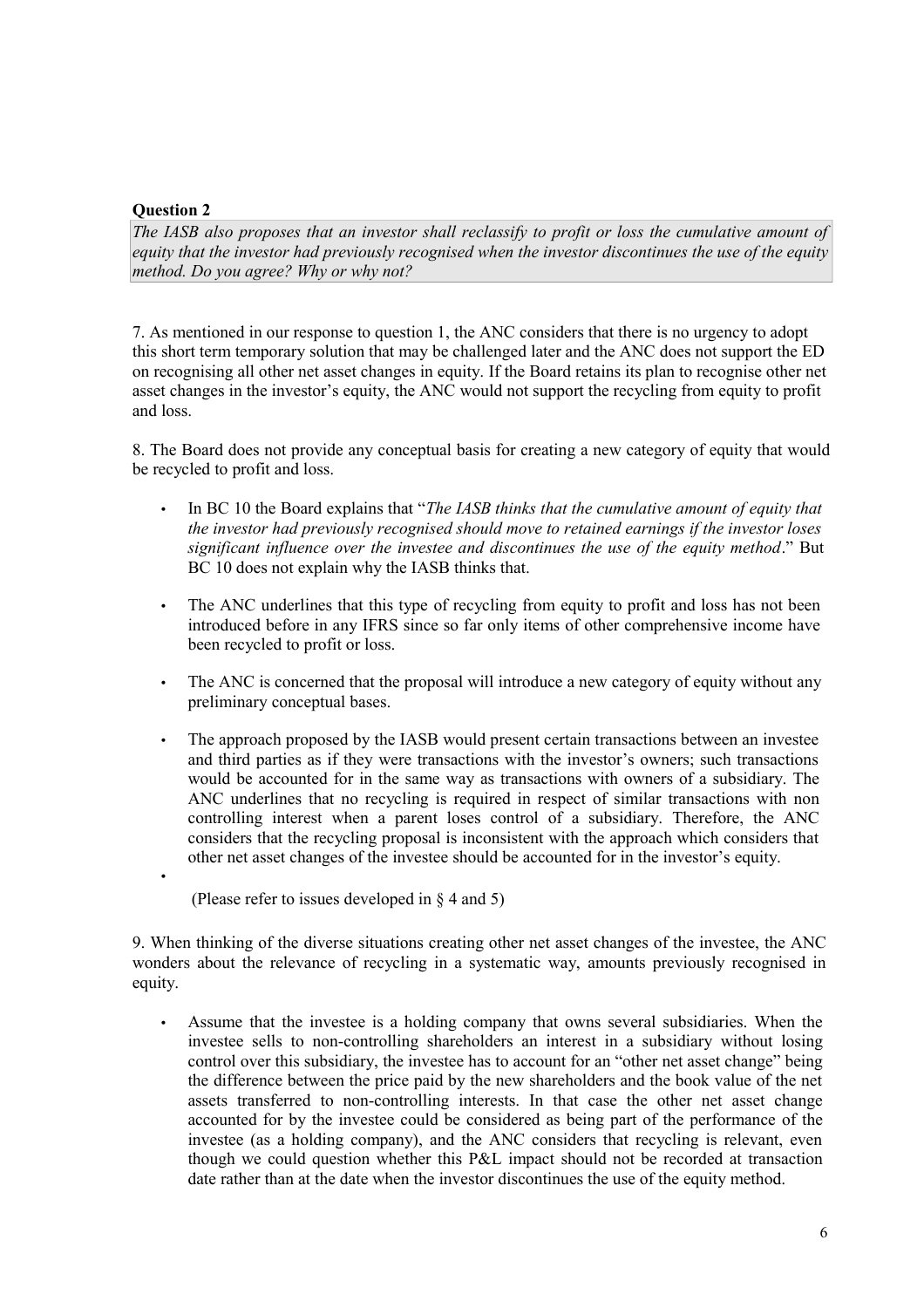**Question 2**

*The IASB also proposes that an investor shall reclassify to profit or loss the cumulative amount of equity that the investor had previously recognised when the investor discontinues the use of the equity method. Do you agree? Why or why not?*

7. As mentioned in our response to question 1, the ANC considers that there is no urgency to adopt this short term temporary solution that may be challenged later and the ANC does not support the ED on recognising all other net asset changes in equity. If the Board retains its plan to recognise other net asset changes in the investor's equity, the ANC would not support the recycling from equity to profit and loss.

8. The Board does not provide any conceptual basis for creating a new category of equity that would be recycled to profit and loss.

- In BC 10 the Board explains that "*The IASB thinks that the cumulative amount of equity that the investor had previously recognised should move to retained earnings if the investor loses significant influence over the investee and discontinues the use of the equity method*." But BC 10 does not explain why the IASB thinks that.
- The ANC underlines that this type of recycling from equity to profit and loss has not been introduced before in any IFRS since so far only items of other comprehensive income have been recycled to profit or loss.
- The ANC is concerned that the proposal will introduce a new category of equity without any preliminary conceptual bases.
- The approach proposed by the IASB would present certain transactions between an investee and third parties as if they were transactions with the investor's owners; such transactions would be accounted for in the same way as transactions with owners of a subsidiary. The ANC underlines that no recycling is required in respect of similar transactions with non controlling interest when a parent loses control of a subsidiary. Therefore, the ANC considers that the recycling proposal is inconsistent with the approach which considers that other net asset changes of the investee should be accounted for in the investor's equity.
- 

(Please refer to issues developed in § 4 and 5)

9. When thinking of the diverse situations creating other net asset changes of the investee, the ANC wonders about the relevance of recycling in a systematic way, amounts previously recognised in equity.

- Assume that the investee is a holding company that owns several subsidiaries. When the investee sells to non-controlling shareholders an interest in a subsidiary without losing control over this subsidiary, the investee has to account for an "other net asset change" being the difference between the price paid by the new shareholders and the book value of the net assets transferred to non-controlling interests. In that case the other net asset change accounted for by the investee could be considered as being part of the performance of the investee (as a holding company), and the ANC considers that recycling is relevant, even though we could question whether this P&L impact should not be recorded at transaction date rather than at the date when the investor discontinues the use of the equity method.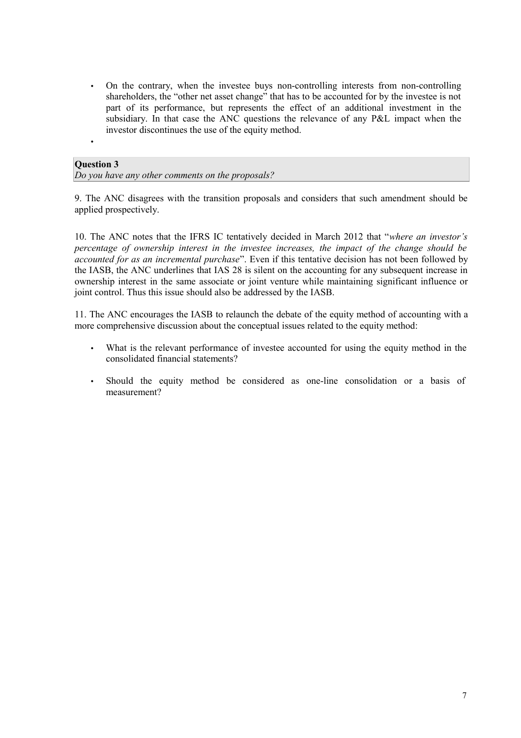- On the contrary, when the investee buys non-controlling interests from non-controlling shareholders, the "other net asset change" that has to be accounted for by the investee is not part of its performance, but represents the effect of an additional investment in the subsidiary. In that case the ANC questions the relevance of any P&L impact when the investor discontinues the use of the equity method.
- 

**Question 3**
*Do you have any other comments on the proposals?*

9. The ANC disagrees with the transition proposals and considers that such amendment should be applied prospectively.

10. The ANC notes that the IFRS IC tentatively decided in March 2012 that "*where an investor's percentage of ownership interest in the investee increases, the impact of the change should be accounted for as an incremental purchase*". Even if this tentative decision has not been followed by the IASB, the ANC underlines that IAS 28 is silent on the accounting for any subsequent increase in ownership interest in the same associate or joint venture while maintaining significant influence or joint control. Thus this issue should also be addressed by the IASB.

11. The ANC encourages the IASB to relaunch the debate of the equity method of accounting with a more comprehensive discussion about the conceptual issues related to the equity method:

- What is the relevant performance of investee accounted for using the equity method in the consolidated financial statements?
- Should the equity method be considered as one-line consolidation or a basis of measurement?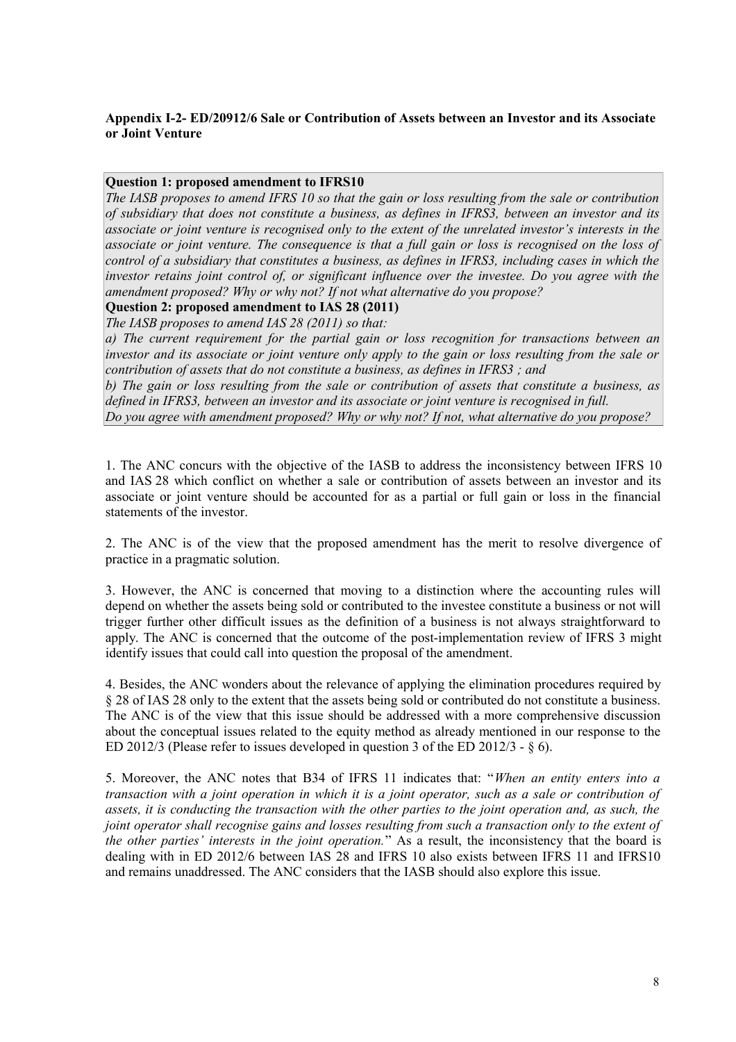**Appendix I-2- ED/20912/6 Sale or Contribution of Assets between an Investor and its Associate or Joint Venture**

**Question 1: proposed amendment to IFRS10**

*The IASB proposes to amend IFRS 10 so that the gain or loss resulting from the sale or contribution of subsidiary that does not constitute a business, as defines in IFRS3, between an investor and its associate or joint venture is recognised only to the extent of the unrelated investor's interests in the associate or joint venture. The consequence is that a full gain or loss is recognised on the loss of control of a subsidiary that constitutes a business, as defines in IFRS3, including cases in which the investor retains joint control of, or significant influence over the investee. Do you agree with the amendment proposed? Why or why not? If not what alternative do you propose?*

**Question 2: proposed amendment to IAS 28 (2011)**

*The IASB proposes to amend IAS 28 (2011) so that:*

*a) The current requirement for the partial gain or loss recognition for transactions between an investor and its associate or joint venture only apply to the gain or loss resulting from the sale or contribution of assets that do not constitute a business, as defined in IFRS3 ; and*

*b) The gain or loss resulting from the sale or contribution of assets that constitute a business, as defined in IFRS3, between an investor and its associate or joint venture is recognised in full.*

*Do you agree with amendment proposed? Why or why not? If not, what alternative do you propose?*

1. The ANC concurs with the objective of the IASB to address the inconsistency between IFRS 10 and IAS 28 which conflict on whether a sale or contribution of assets between an investor and its associate or joint venture should be accounted for as a partial or full gain or loss in the financial statements of the investor.

2. The ANC is of the view that the proposed amendment has the merit to resolve divergence of practice in a pragmatic solution.

3. However, the ANC is concerned that moving to a distinction where the accounting rules will depend on whether the assets being sold or contributed to the investee constitute a business or not will trigger further other difficult issues as the definition of a business is not always straightforward to apply. The ANC is concerned that the outcome of the post-implementation review of IFRS 3 might identify issues that could call into question the proposal of the amendment.

4. Besides, the ANC wonders about the relevance of applying the elimination procedures required by § 28 of IAS 28 only to the extent that the assets being sold or contributed do not constitute a business. The ANC is of the view that this issue should be addressed with a more comprehensive discussion about the conceptual issues related to the equity method as already mentioned in our response to the ED 2012/3 (Please refer to issues developed in question 3 of the ED 2012/3 - § 6).

5. Moreover, the ANC notes that B34 of IFRS 11 indicates that: "*When an entity enters into a transaction with a joint operation in which it is a joint operator, such as a sale or contribution of assets, it is conducting the transaction with the other parties to the joint operation and, as such, the joint operator shall recognise gains and losses resulting from such a transaction only to the extent of the other parties' interests in the joint operation.*" As a result, the inconsistency that the board is dealing with in ED 2012/6 between IAS 28 and IFRS 10 also exists between IFRS 11 and IFRS10 and remains unaddressed. The ANC considers that the IASB should also explore this issue.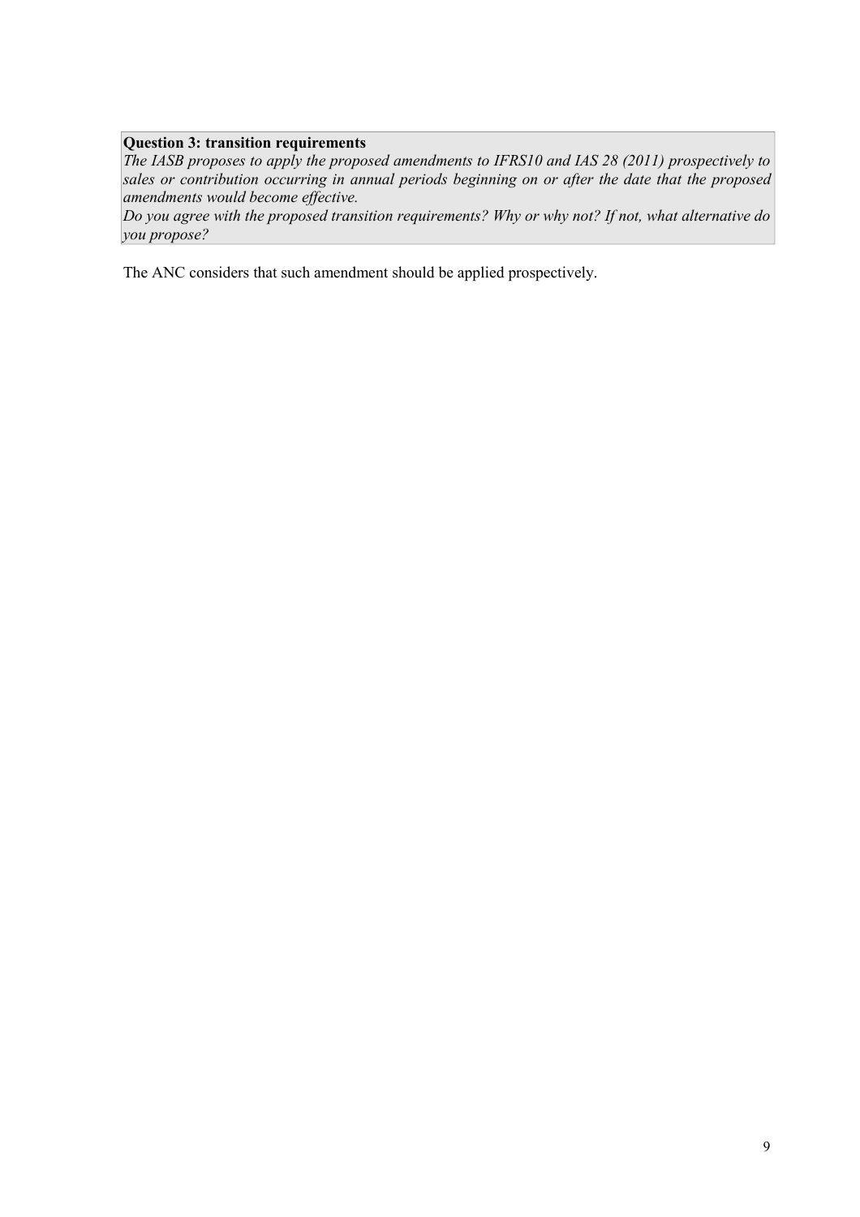**Question 3: transition requirements**

*The IASB proposes to apply the proposed amendments to IFRS10 and IAS 28 (2011) prospectively to sales or contribution occurring in annual periods beginning on or after the date that the proposed amendments would become effective.*

*Do you agree with the proposed transition requirements? Why or why not? If not, what alternative do you propose?*

The ANC considers that such amendment should be applied prospectively.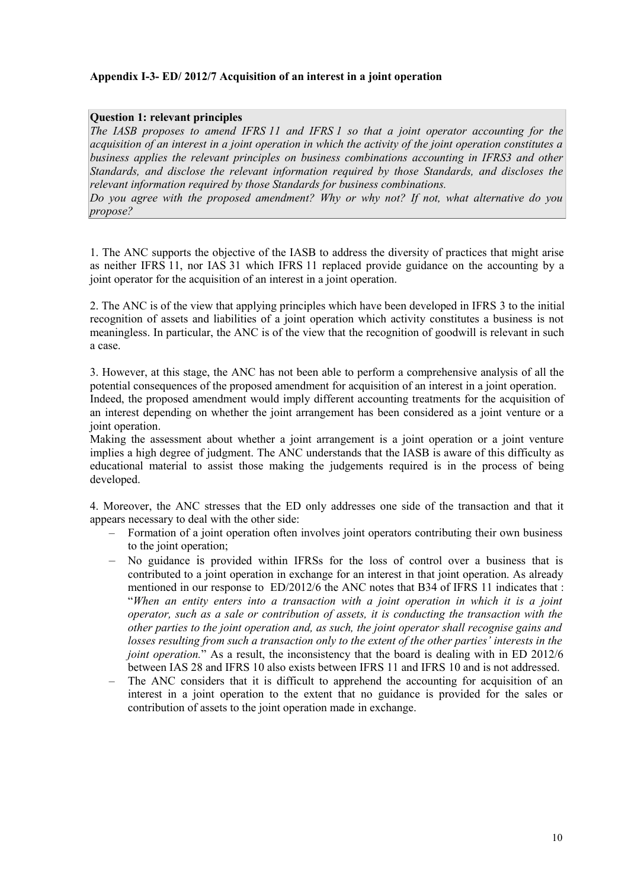**Appendix I-3- ED/ 2012/7 Acquisition of an interest in a joint operation**

**Question 1: relevant principles**

*The IASB proposes to amend IFRS 11 and IFRS 1 so that a joint operator accounting for the acquisition of an interest in a joint operation in which the activity of the joint operation constitutes a business applies the relevant principles on business combinations accounting in IFRS3 and other Standards, and disclose the relevant information required by those Standards, and discloses the relevant information required by those Standards for business combinations.*

*Do you agree with the proposed amendment? Why or why not? If not, what alternative do you propose?*

1. The ANC supports the objective of the IASB to address the diversity of practices that might arise as neither IFRS 11, nor IAS 31 which IFRS 11 replaced provide guidance on the accounting by a joint operator for the acquisition of an interest in a joint operation.

2. The ANC is of the view that applying principles which have been developed in IFRS 3 to the initial recognition of assets and liabilities of a joint operation which activity constitutes a business is not meaningless. In particular, the ANC is of the view that the recognition of goodwill is relevant in such a case.

3. However, at this stage, the ANC has not been able to perform a comprehensive analysis of all the potential consequences of the proposed amendment for acquisition of an interest in a joint operation.
Indeed, the proposed amendment would imply different accounting treatments for the acquisition of an interest depending on whether the joint arrangement has been considered as a joint venture or a joint operation.
Making the assessment about whether a joint arrangement is a joint operation or a joint venture implies a high degree of judgment. The ANC understands that the IASB is aware of this difficulty as educational material to assist those making the judgements required is in the process of being developed.

4. Moreover, the ANC stresses that the ED only addresses one side of the transaction and that it appears necessary to deal with the other side:

- Formation of a joint operation often involves joint operators contributing their own business to the joint operation;
- No guidance is provided within IFRSs for the loss of control over a business that is contributed to a joint operation in exchange for an interest in that joint operation. As already mentioned in our response to ED/2012/6 the ANC notes that B34 of IFRS 11 indicates that : "*When an entity enters into a transaction with a joint operation in which it is a joint operator, such as a sale or contribution of assets, it is conducting the transaction with the other parties to the joint operation and, as such, the joint operator shall recognise gains and losses resulting from such a transaction only to the extent of the other parties' interests in the joint operation.*" As a result, the inconsistency that the board is dealing with in ED 2012/6 between IAS 28 and IFRS 10 also exists between IFRS 11 and IFRS 10 and is not addressed.
- The ANC considers that it is difficult to apprehend the accounting for acquisition of an interest in a joint operation to the extent that no guidance is provided for the sales or contribution of assets to the joint operation made in exchange.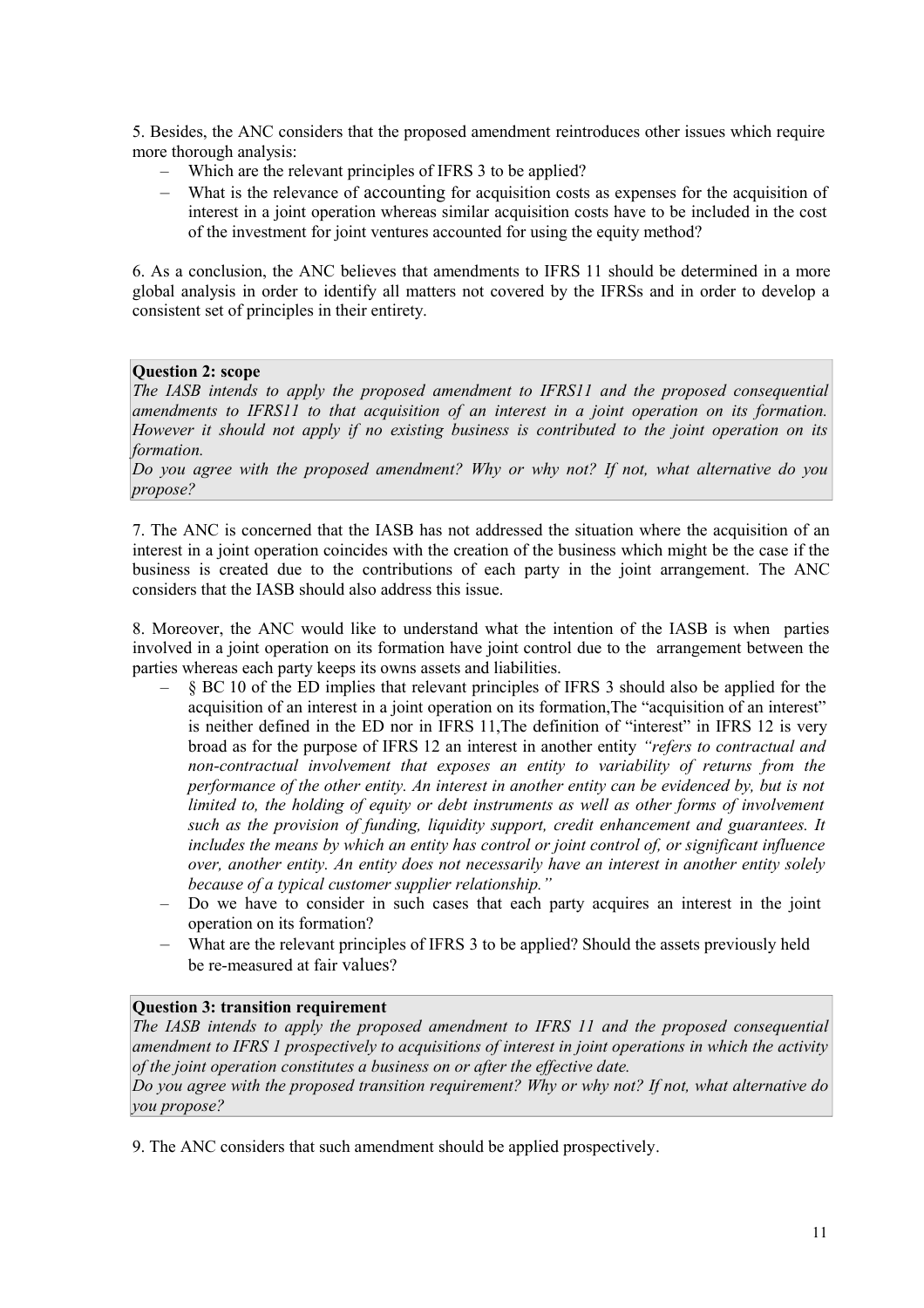5. Besides, the ANC considers that the proposed amendment reintroduces other issues which require more thorough analysis:

- Which are the relevant principles of IFRS 3 to be applied?
- What is the relevance of accounting for acquisition costs as expenses for the acquisition of interest in a joint operation whereas similar acquisition costs have to be included in the cost of the investment for joint ventures accounted for using the equity method?

6. As a conclusion, the ANC believes that amendments to IFRS 11 should be determined in a more global analysis in order to identify all matters not covered by the IFRSs and in order to develop a consistent set of principles in their entirety.

**Question 2: scope**

*The IASB intends to apply the proposed amendment to IFRS11 and the proposed consequential amendments to IFRS11 to that acquisition of an interest in a joint operation on its formation. However it should not apply if no existing business is contributed to the joint operation on its formation.*

*Do you agree with the proposed amendment? Why or why not? If not, what alternative do you propose?*

7. The ANC is concerned that the IASB has not addressed the situation where the acquisition of an interest in a joint operation coincides with the creation of the business which might be the case if the business is created due to the contributions of each party in the joint arrangement. The ANC considers that the IASB should also address this issue.

8. Moreover, the ANC would like to understand what the intention of the IASB is when parties involved in a joint operation on its formation have joint control due to the arrangement between the parties whereas each party keeps its owns assets and liabilities.

- § BC 10 of the ED implies that relevant principles of IFRS 3 should also be applied for the acquisition of an interest in a joint operation on its formation,The "acquisition of an interest" is neither defined in the ED nor in IFRS 11,The definition of "interest" in IFRS 12 is very broad as for the purpose of IFRS 12 an interest in another entity *"refers to contractual and non-contractual involvement that exposes an entity to variability of returns from the performance of the other entity. An interest in another entity can be evidenced by, but is not limited to, the holding of equity or debt instruments as well as other forms of involvement such as the provision of funding, liquidity support, credit enhancement and guarantees. It includes the means by which an entity has control or joint control of, or significant influence over, another entity. An entity does not necessarily have an interest in another entity solely because of a typical customer supplier relationship."*
- Do we have to consider in such cases that each party acquires an interest in the joint operation on its formation?
- What are the relevant principles of IFRS 3 to be applied? Should the assets previously held be re-measured at fair values?

**Question 3: transition requirement**

*The IASB intends to apply the proposed amendment to IFRS 11 and the proposed consequential amendment to IFRS 1 prospectively to acquisitions of interest in joint operations in which the activity of the joint operation constitutes a business on or after the effective date.*

*Do you agree with the proposed transition requirement? Why or why not? If not, what alternative do you propose?*

9. The ANC considers that such amendment should be applied prospectively.